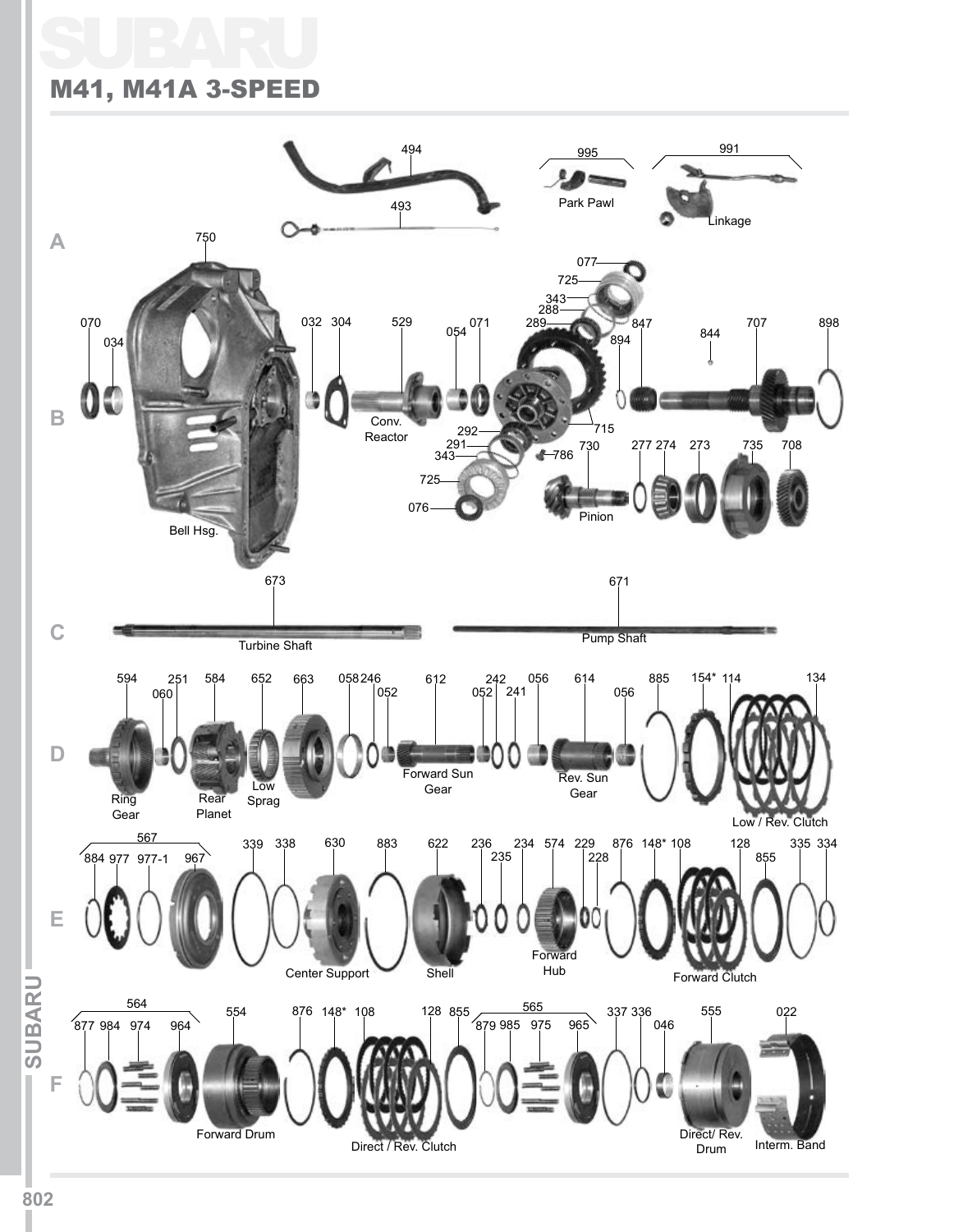# SUBARU

## M41, M41A 3-SPEED

**A**

494

993

995 Park Pawl

991 Linkage

750 Bell Hsg.

**B**

070, 034, 032, 304, 529 Conv. Reactor, 054, 071, 077, 725, 343, 288, 289, 894, 847, 844, 707, 898, 292, 291, 343, 725, 076, 715, 786, 730 Pinion, 277, 274, 273, 735, 708

**C**

673 Turbine Shaft

671 Pump Shaft

**D**

594 Ring Gear, 060, 251, 584 Rear Planet, 652 Low Sprag, 663, 058, 246, 052, 612 Forward Sun Gear, 052, 242, 241, 056, 614 Rev. Sun Gear, 056, 885, 154*, 114, 134 Low / Rev. Clutch

**E**

567: 884, 977, 977-1, 967

339, 338, 630 Center Support, 883, 622 Shell, 236, 235, 234, 574 Forward Hub, 229, 228, 876, 148*, 108, 128, 855 Forward Clutch, 335, 334

**F**

564: 877, 984, 974, 964

554 Forward Drum, 876, 148*, 108, 128, 855 Direct / Rev. Clutch

565: 879, 985, 975, 965

337, 336, 046, 555 Direct/ Rev. Drum, 022 Interm. Band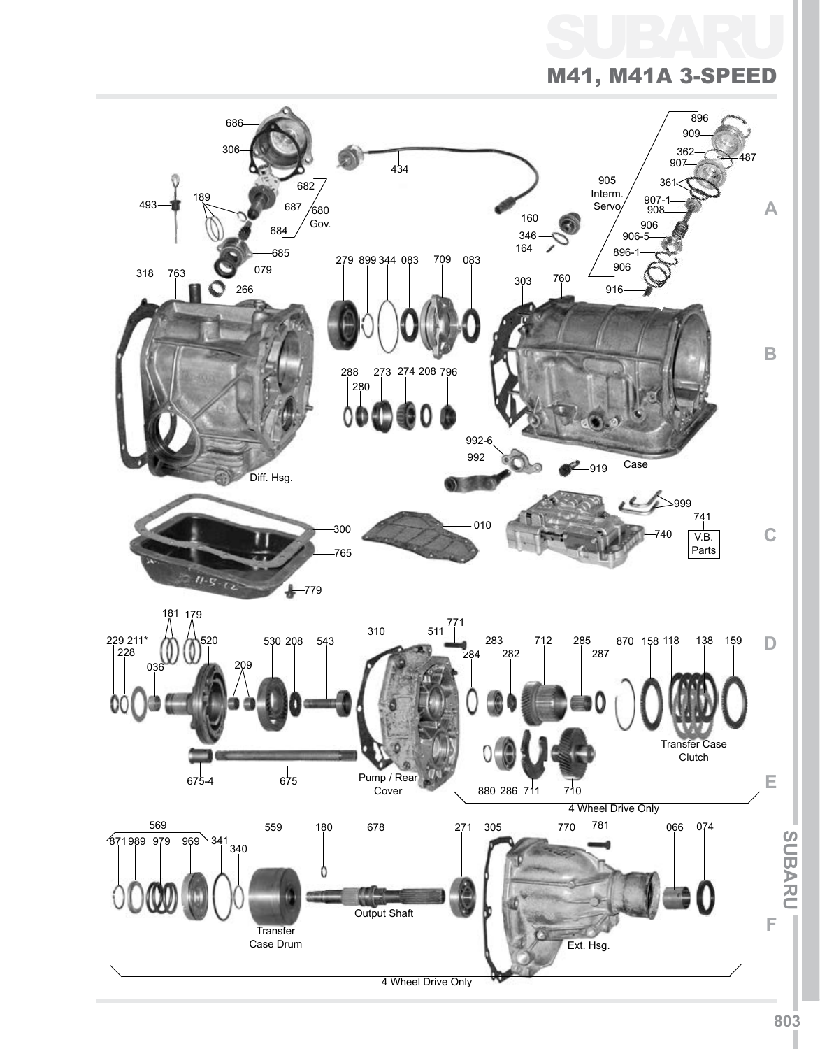# SUBARU

## M41, M41A 3-SPEED

686
306
682
687
680 Gov.
189
493
684
685
079
266
434
160
346
164
905 Interm. Servo
896
909
362
487
907
361
907-1
908
906
906-5
896-1
906
916
318
763
279
899
344
083
709
083
303
760
288
280
273
274
208
796
Diff. Hsg.
992-6
992
919
Case
999
741
V.B. Parts
740
300
765
779
010
181
179
229
211*
228
036
520
209
530
208
543
310
511
771
283
284
282
712
285
287
870
158
118
138
159
Transfer Case Clutch
675-4
675
Pump / Rear Cover
880
286
711
710
4 Wheel Drive Only
569
871
989
979
969
341
340
559
Transfer Case Drum
180
678
Output Shaft
271
305
770
781
066
074
Ext. Hsg.
4 Wheel Drive Only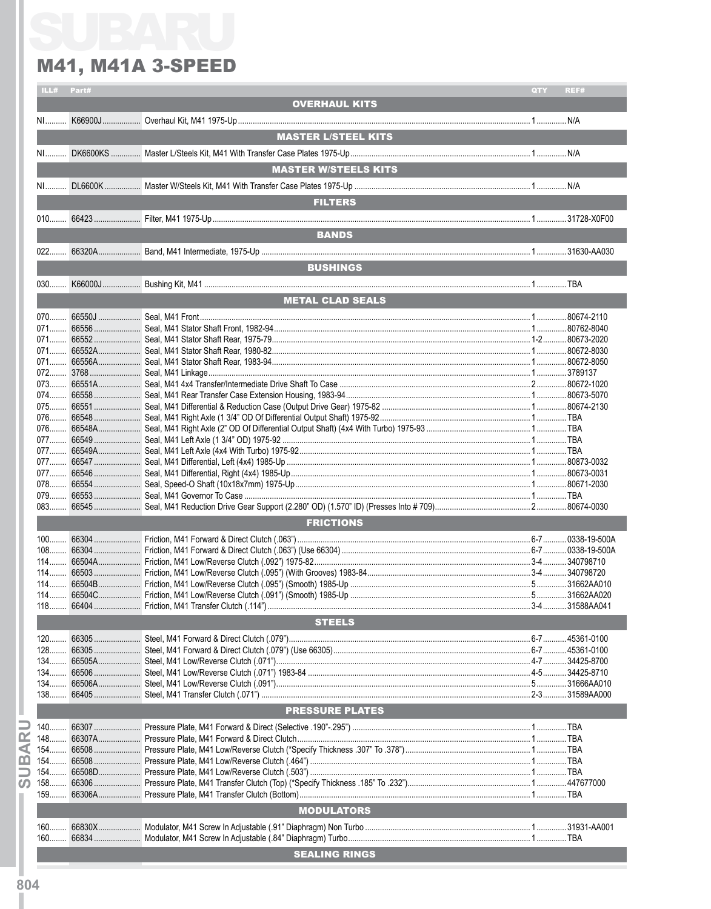# SUBARU

## M41, M41A 3-SPEED

| ILL# | Part# | | QTY | REF# |
|---|---|---|---|---|
| | | **OVERHAUL KITS** | | |
| NI | K66900J | Overhaul Kit, M41 1975-Up | 1 | N/A |
| | | **MASTER L/STEEL KITS** | | |
| NI | DK6600KS | Master L/Steels Kit, M41 With Transfer Case Plates 1975-Up | 1 | N/A |
| | | **MASTER W/STEELS KITS** | | |
| NI | DL6600K | Master W/Steels Kit, M41 With Transfer Case Plates 1975-Up | 1 | N/A |
| | | **FILTERS** | | |
| 010 | 66423 | Filter, M41 1975-Up | 1 | 31728-X0F00 |
| | | **BANDS** | | |
| 022 | 66320A | Band, M41 Intermediate, 1975-Up | 1 | 31630-AA030 |
| | | **BUSHINGS** | | |
| 030 | K66000J | Bushing Kit, M41 | 1 | TBA |
| | | **METAL CLAD SEALS** | | |
| 070 | 66550J | Seal, M41 Front | 1 | 80674-2110 |
| 071 | 66556 | Seal, M41 Stator Shaft Front, 1982-94 | 1 | 80762-8040 |
| 071 | 66552 | Seal, M41 Stator Shaft Rear, 1975-79 | 1-2 | 80673-2020 |
| 071 | 66552A | Seal, M41 Stator Shaft Rear, 1980-82 | 1 | 80672-8030 |
| 071 | 66556A | Seal, M41 Stator Shaft Rear, 1983-94 | 1 | 80672-8050 |
| 072 | 3768 | Seal, M41 Linkage | 1 | 3789137 |
| 073 | 66551A | Seal, M41 4x4 Transfer/Intermediate Drive Shaft To Case | 2 | 80672-1020 |
| 074 | 66558 | Seal, M41 Rear Transfer Case Extension Housing, 1983-94 | 1 | 80673-5070 |
| 075 | 66551 | Seal, M41 Differential & Reduction Case (Output Drive Gear) 1975-82 | 1 | 80674-2130 |
| 076 | 66548 | Seal, M41 Right Axle (1 3/4" OD Of Differential Output Shaft) 1975-92 | 1 | TBA |
| 076 | 66548A | Seal, M41 Right Axle (2" OD Of Differential Output Shaft) (4x4 With Turbo) 1975-93 | 1 | TBA |
| 077 | 66549 | Seal, M41 Left Axle (1 3/4" OD) 1975-92 | 1 | TBA |
| 077 | 66549A | Seal, M41 Left Axle (4x4 With Turbo) 1975-92 | 1 | TBA |
| 077 | 66547 | Seal, M41 Differential, Left (4x4) 1985-Up | 1 | 80873-0032 |
| 077 | 66546 | Seal, M41 Differential, Right (4x4) 1985-Up | 1 | 80673-0031 |
| 078 | 66554 | Seal, Speed-O Shaft (10x18x7mm) 1975-Up | 1 | 80671-2030 |
| 079 | 66553 | Seal, M41 Governor To Case | 1 | TBA |
| 083 | 66545 | Seal, M41 Reduction Drive Gear Support (2.280" OD) (1.570" ID) (Presses Into # 709) | 2 | 80674-0030 |
| | | **FRICTIONS** | | |
| 100 | 66304 | Friction, M41 Forward & Direct Clutch (.063") | 6-7 | 0338-19-500A |
| 108 | 66304 | Friction, M41 Forward & Direct Clutch (.063") (Use 66304) | 6-7 | 0338-19-500A |
| 114 | 66504A | Friction, M41 Low/Reverse Clutch (.092") 1975-82 | 3-4 | 340798710 |
| 114 | 66503 | Friction, M41 Low/Reverse Clutch (.095") (With Grooves) 1983-84 | 3-4 | 340798720 |
| 114 | 66504B | Friction, M41 Low/Reverse Clutch (.095") (Smooth) 1985-Up | 5 | 31662AA010 |
| 114 | 66504C | Friction, M41 Low/Reverse Clutch (.091") (Smooth) 1985-Up | 5 | 31662AA020 |
| 118 | 66404 | Friction, M41 Transfer Clutch (.114") | 3-4 | 31588AA041 |
| | | **STEELS** | | |
| 120 | 66305 | Steel, M41 Forward & Direct Clutch (.079") | 6-7 | 45361-0100 |
| 128 | 66305 | Steel, M41 Forward & Direct Clutch (.079") (Use 66305) | 6-7 | 45361-0100 |
| 134 | 66505A | Steel, M41 Low/Reverse Clutch (.071") | 4-7 | 34425-8700 |
| 134 | 66506 | Steel, M41 Low/Reverse Clutch (.071") 1983-84 | 4-5 | 34425-8710 |
| 134 | 66506A | Steel, M41 Low/Reverse Clutch (.091") | 5 | 31666AA010 |
| 138 | 66405 | Steel, M41 Transfer Clutch (.071") | 2-3 | 31589AA000 |
| | | **PRESSURE PLATES** | | |
| 140 | 66307 | Pressure Plate, M41 Forward & Direct (Selective .190"-.295") | 1 | TBA |
| 148 | 66307A | Pressure Plate, M41 Forward & Direct Clutch | 1 | TBA |
| 154 | 66508 | Pressure Plate, M41 Low/Reverse Clutch (*Specify Thickness .307" To .378") | 1 | TBA |
| 154 | 66508 | Pressure Plate, M41 Low/Reverse Clutch (.464") | 1 | TBA |
| 154 | 66508D | Pressure Plate, M41 Low/Reverse Clutch (.503") | 1 | TBA |
| 158 | 66306 | Pressure Plate, M41 Transfer Clutch (Top) (*Specify Thickness .185" To .232") | 1 | 447677000 |
| 159 | 66306A | Pressure Plate, M41 Transfer Clutch (Bottom) | 1 | TBA |
| | | **MODULATORS** | | |
| 160 | 66830X | Modulator, M41 Screw In Adjustable (.91" Diaphragm) Non Turbo | 1 | 31931-AA001 |
| 160 | 66834 | Modulator, M41 Screw In Adjustable (.84" Diaphragm) Turbo | 1 | TBA |
| | | **SEALING RINGS** | | |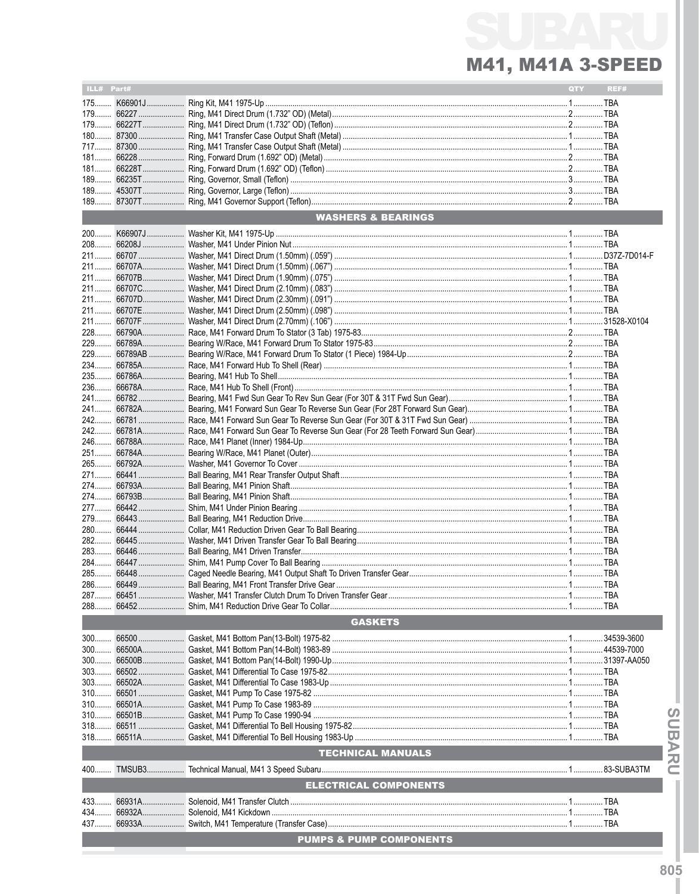# SUBARU

## M41, M41A 3-SPEED

| ILL# | Part# | | QTY | REF# |
|---|---|---|---|---|
| 175 | K66901J | Ring Kit, M41 1975-Up | 1 | TBA |
| 179 | 66227 | Ring, M41 Direct Drum (1.732" OD) (Metal) | 2 | TBA |
| 179 | 66227T | Ring, M41 Direct Drum (1.732" OD) (Teflon) | 2 | TBA |
| 180 | 87300 | Ring, M41 Transfer Case Output Shaft (Metal) | 1 | TBA |
| 717 | 87300 | Ring, M41 Transfer Case Output Shaft (Metal) | 1 | TBA |
| 181 | 66228 | Ring, Forward Drum (1.692" OD) (Metal) | 2 | TBA |
| 181 | 66228T | Ring, Forward Drum (1.692" OD) (Teflon) | 2 | TBA |
| 189 | 66235T | Ring, Governor, Small (Teflon) | 3 | TBA |
| 189 | 45307T | Ring, Governor, Large (Teflon) | 3 | TBA |
| 189 | 87307T | Ring, M41 Governor Support (Teflon) | 2 | TBA |
| | | **WASHERS & BEARINGS** | | |
| 200 | K66907J | Washer Kit, M41 1975-Up | 1 | TBA |
| 208 | 66208J | Washer, M41 Under Pinion Nut | 1 | TBA |
| 211 | 66707 | Washer, M41 Direct Drum (1.50mm) (.059") | 1 | D37Z-7D014-F |
| 211 | 66707A | Washer, M41 Direct Drum (1.50mm) (.067") | 1 | TBA |
| 211 | 66707B | Washer, M41 Direct Drum (1.90mm) (.075") | 1 | TBA |
| 211 | 66707C | Washer, M41 Direct Drum (2.10mm) (.083") | 1 | TBA |
| 211 | 66707D | Washer, M41 Direct Drum (2.30mm) (.091") | 1 | TBA |
| 211 | 66707E | Washer, M41 Direct Drum (2.50mm) (.098") | 1 | TBA |
| 211 | 66707F | Washer, M41 Direct Drum (2.70mm) (.106") | 1 | 31528-X0104 |
| 228 | 66790A | Race, M41 Forward Drum To Stator (3 Tab) 1975-83 | 2 | TBA |
| 229 | 66789A | Bearing W/Race, M41 Forward Drum To Stator 1975-83 | 2 | TBA |
| 229 | 66789AB | Bearing W/Race, M41 Forward Drum To Stator (1 Piece) 1984-Up | 2 | TBA |
| 234 | 66785A | Race, M41 Forward Hub To Shell (Rear) | 1 | TBA |
| 235 | 66786A | Bearing, M41 Hub To Shell | 1 | TBA |
| 236 | 66678A | Race, M41 Hub To Shell (Front) | 1 | TBA |
| 241 | 66782 | Bearing, M41 Fwd Sun Gear To Rev Sun Gear (For 30T & 31T Fwd Sun Gear) | 1 | TBA |
| 241 | 66782A | Bearing, M41 Forward Sun Gear To Reverse Sun Gear (For 28T Forward Sun Gear) | 1 | TBA |
| 242 | 66781 | Race, M41 Forward Sun Gear To Reverse Sun Gear (For 30T & 31T Fwd Sun Gear) | 1 | TBA |
| 242 | 66781A | Race, M41 Forward Sun Gear To Reverse Sun Gear (For 28 Teeth Forward Sun Gear) | 1 | TBA |
| 246 | 66788A | Race, M41 Planet (Inner) 1984-Up | 1 | TBA |
| 251 | 66784A | Bearing W/Race, M41 Planet (Outer) | 1 | TBA |
| 265 | 66792A | Washer, M41 Governor To Cover | 1 | TBA |
| 271 | 66441 | Ball Bearing, M41 Rear Transfer Output Shaft | 1 | TBA |
| 274 | 66793A | Ball Bearing, M41 Pinion Shaft | 1 | TBA |
| 274 | 66793B | Ball Bearing, M41 Pinion Shaft | 1 | TBA |
| 277 | 66442 | Shim, M41 Under Pinion Bearing | 1 | TBA |
| 279 | 66443 | Ball Bearing, M41 Reduction Drive | 1 | TBA |
| 280 | 66444 | Collar, M41 Reduction Driven Gear To Ball Bearing | 1 | TBA |
| 282 | 66445 | Washer, M41 Driven Transfer Gear To Ball Bearing | 1 | TBA |
| 283 | 66446 | Ball Bearing, M41 Driven Transfer | 1 | TBA |
| 284 | 66447 | Shim, M41 Pump Cover To Ball Bearing | 1 | TBA |
| 285 | 66448 | Caged Needle Bearing, M41 Output Shaft To Driven Transfer Gear | 1 | TBA |
| 286 | 66449 | Ball Bearing, M41 Front Transfer Drive Gear | 1 | TBA |
| 287 | 66451 | Washer, M41 Transfer Clutch Drum To Driven Transfer Gear | 1 | TBA |
| 288 | 66452 | Shim, M41 Reduction Drive Gear To Collar | 1 | TBA |
| | | **GASKETS** | | |
| 300 | 66500 | Gasket, M41 Bottom Pan(13-Bolt) 1975-82 | 1 | 34539-3600 |
| 300 | 66500A | Gasket, M41 Bottom Pan(14-Bolt) 1983-89 | 1 | 44539-7000 |
| 300 | 66500B | Gasket, M41 Bottom Pan(14-Bolt) 1990-Up | 1 | 31397-AA050 |
| 303 | 66502 | Gasket, M41 Differential To Case 1975-82 | 1 | TBA |
| 303 | 66502A | Gasket, M41 Differential To Case 1983-Up | 1 | TBA |
| 310 | 66501 | Gasket, M41 Pump To Case 1975-82 | 1 | TBA |
| 310 | 66501A | Gasket, M41 Pump To Case 1983-89 | 1 | TBA |
| 310 | 66501B | Gasket, M41 Pump To Case 1990-94 | 1 | TBA |
| 318 | 66511 | Gasket, M41 Differential To Bell Housing 1975-82 | 1 | TBA |
| 318 | 66511A | Gasket, M41 Differential To Bell Housing 1983-Up | 1 | TBA |
| | | **TECHNICAL MANUALS** | | |
| 400 | TMSUB3 | Technical Manual, M41 3 Speed Subaru | 1 | 83-SUBA3TM |
| | | **ELECTRICAL COMPONENTS** | | |
| 433 | 66931A | Solenoid, M41 Transfer Clutch | 1 | TBA |
| 434 | 66932A | Solenoid, M41 Kickdown | 1 | TBA |
| 437 | 66933A | Switch, M41 Temperature (Transfer Case) | 1 | TBA |
| | | **PUMPS & PUMP COMPONENTS** | | |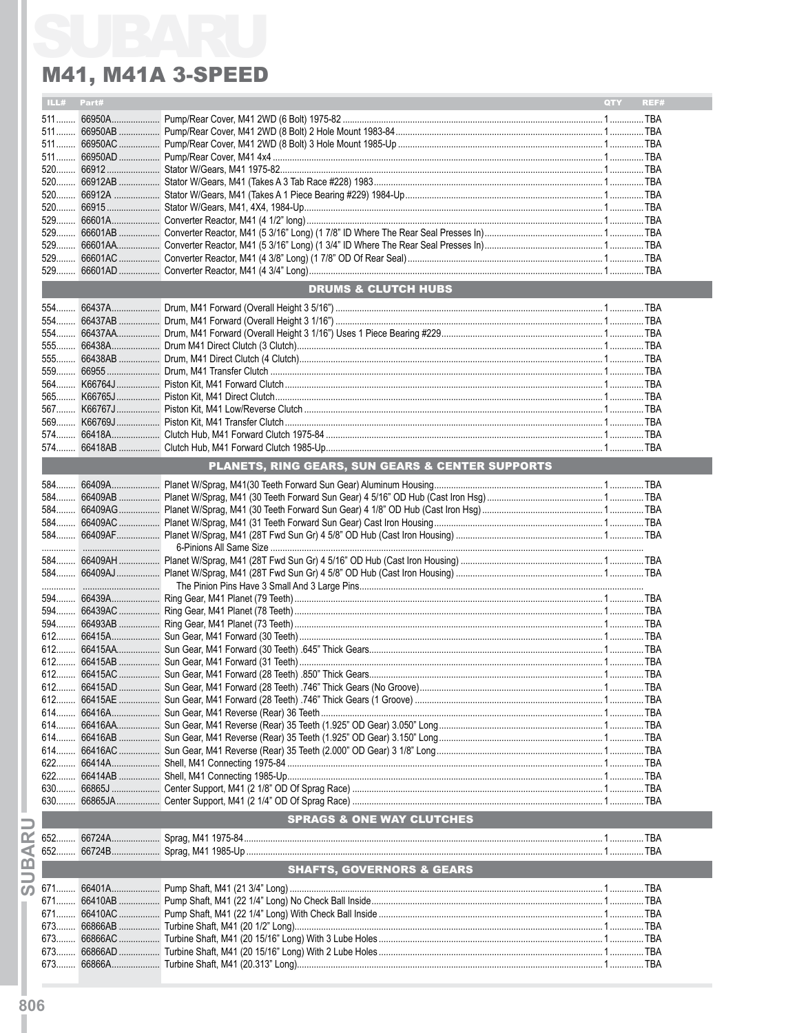# SUBARU

## M41, M41A 3-SPEED

| ILL# | Part# | | QTY | REF# |
|---|---|---|---|---|
| 511 | 66950A | Pump/Rear Cover, M41 2WD (6 Bolt) 1975-82 | 1 | TBA |
| 511 | 66950AB | Pump/Rear Cover, M41 2WD (8 Bolt) 2 Hole Mount 1983-84 | 1 | TBA |
| 511 | 66950AC | Pump/Rear Cover, M41 2WD (8 Bolt) 3 Hole Mount 1985-Up | 1 | TBA |
| 511 | 66950AD | Pump/Rear Cover, M41 4x4 | 1 | TBA |
| 520 | 66912 | Stator W/Gears, M41 1975-82 | 1 | TBA |
| 520 | 66912AB | Stator W/Gears, M41 (Takes A 3 Tab Race #228) 1983 | 1 | TBA |
| 520 | 66912A | Stator W/Gears, M41 (Takes A 1 Piece Bearing #229) 1984-Up | 1 | TBA |
| 520 | 66915 | Stator W/Gears, M41, 4X4, 1984-Up | 1 | TBA |
| 529 | 66601A | Converter Reactor, M41 (4 1/2" long) | 1 | TBA |
| 529 | 66601AB | Converter Reactor, M41 (5 3/16" Long) (1 7/8" ID Where The Rear Seal Presses In) | 1 | TBA |
| 529 | 66601AA | Converter Reactor, M41 (5 3/16" Long) (1 3/4" ID Where The Rear Seal Presses In) | 1 | TBA |
| 529 | 66601AC | Converter Reactor, M41 (4 3/8" Long) (1 7/8" OD Of Rear Seal) | 1 | TBA |
| 529 | 66601AD | Converter Reactor, M41 (4 3/4" Long) | 1 | TBA |
| | | **DRUMS & CLUTCH HUBS** | | |
| 554 | 66437A | Drum, M41 Forward (Overall Height 3 5/16") | 1 | TBA |
| 554 | 66437AB | Drum, M41 Forward (Overall Height 3 1/16") | 1 | TBA |
| 554 | 66437AA | Drum, M41 Forward (Overall Height 3 1/16") Uses 1 Piece Bearing #229 | 1 | TBA |
| 555 | 66438A | Drum M41 Direct Clutch (3 Clutch) | 1 | TBA |
| 555 | 66438AB | Drum, M41 Direct Clutch (4 Clutch) | 1 | TBA |
| 559 | 66955 | Drum, M41 Transfer Clutch | 1 | TBA |
| 564 | K66764J | Piston Kit, M41 Forward Clutch | 1 | TBA |
| 565 | K66765J | Piston Kit, M41 Direct Clutch | 1 | TBA |
| 567 | K66767J | Piston Kit, M41 Low/Reverse Clutch | 1 | TBA |
| 569 | K66769J | Piston Kit, M41 Transfer Clutch | 1 | TBA |
| 574 | 66418A | Clutch Hub, M41 Forward Clutch 1975-84 | 1 | TBA |
| 574 | 66418AB | Clutch Hub, M41 Forward Clutch 1985-Up | 1 | TBA |
| | | **PLANETS, RING GEARS, SUN GEARS & CENTER SUPPORTS** | | |
| 584 | 66409A | Planet W/Sprag, M41(30 Teeth Forward Sun Gear) Aluminum Housing | 1 | TBA |
| 584 | 66409AB | Planet W/Sprag, M41 (30 Teeth Forward Sun Gear) 4 5/16" OD Hub (Cast Iron Hsg) | 1 | TBA |
| 584 | 66409AG | Planet W/Sprag, M41 (30 Teeth Forward Sun Gear) 4 1/8" OD Hub (Cast Iron Hsg) | 1 | TBA |
| 584 | 66409AC | Planet W/Sprag, M41 (31 Teeth Forward Sun Gear) Cast Iron Housing | 1 | TBA |
| 584 | 66409AF | Planet W/Sprag, M41 (28T Fwd Sun Gr) 4 5/8" OD Hub (Cast Iron Housing) | 1 | TBA |
| | | 6-Pinions All Same Size | | |
| 584 | 66409AH | Planet W/Sprag, M41 (28T Fwd Sun Gr) 4 5/16" OD Hub (Cast Iron Housing) | 1 | TBA |
| 584 | 66409AJ | Planet W/Sprag, M41 (28T Fwd Sun Gr) 4 5/8" OD Hub (Cast Iron Housing) | 1 | TBA |
| | | The Pinion Pins Have 3 Small And 3 Large Pins | | |
| 594 | 66439A | Ring Gear, M41 Planet (79 Teeth) | 1 | TBA |
| 594 | 66439AC | Ring Gear, M41 Planet (78 Teeth) | 1 | TBA |
| 594 | 66493AB | Ring Gear, M41 Planet (73 Teeth) | 1 | TBA |
| 612 | 66415A | Sun Gear, M41 Forward (30 Teeth) | 1 | TBA |
| 612 | 66415AA | Sun Gear, M41 Forward (30 Teeth) .645" Thick Gears | 1 | TBA |
| 612 | 66415AB | Sun Gear, M41 Forward (31 Teeth) | 1 | TBA |
| 612 | 66415AC | Sun Gear, M41 Forward (28 Teeth) .850" Thick Gears | 1 | TBA |
| 612 | 66415AD | Sun Gear, M41 Forward (28 Teeth) .746" Thick Gears (No Groove) | 1 | TBA |
| 612 | 66415AE | Sun Gear, M41 Forward (28 Teeth) .746" Thick Gears (1 Groove) | 1 | TBA |
| 614 | 66416A | Sun Gear, M41 Reverse (Rear) 36 Teeth | 1 | TBA |
| 614 | 66416AA | Sun Gear, M41 Reverse (Rear) 35 Teeth (1.925" OD Gear) 3.050" Long | 1 | TBA |
| 614 | 66416AB | Sun Gear, M41 Reverse (Rear) 35 Teeth (1.925" OD Gear) 3.150" Long | 1 | TBA |
| 614 | 66416AC | Sun Gear, M41 Reverse (Rear) 35 Teeth (2.000" OD Gear) 3 1/8" Long | 1 | TBA |
| 622 | 66414A | Shell, M41 Connecting 1975-84 | 1 | TBA |
| 622 | 66414AB | Shell, M41 Connecting 1985-Up | 1 | TBA |
| 630 | 66865J | Center Support, M41 (2 1/8" OD Of Sprag Race) | 1 | TBA |
| 630 | 66865JA | Center Support, M41 (2 1/4" OD Of Sprag Race) | 1 | TBA |
| | | **SPRAGS & ONE WAY CLUTCHES** | | |
| 652 | 66724A | Sprag, M41 1975-84 | 1 | TBA |
| 652 | 66724B | Sprag, M41 1985-Up | 1 | TBA |
| | | **SHAFTS, GOVERNORS & GEARS** | | |
| 671 | 66401A | Pump Shaft, M41 (21 3/4" Long) | 1 | TBA |
| 671 | 66410AB | Pump Shaft, M41 (22 1/4" Long) No Check Ball Inside | 1 | TBA |
| 671 | 66410AC | Pump Shaft, M41 (22 1/4" Long) With Check Ball Inside | 1 | TBA |
| 673 | 66866AB | Turbine Shaft, M41 (20 1/2" Long) | 1 | TBA |
| 673 | 66866AC | Turbine Shaft, M41 (20 15/16" Long) With 3 Lube Holes | 1 | TBA |
| 673 | 66866AD | Turbine Shaft, M41 (20 15/16" Long) With 2 Lube Holes | 1 | TBA |
| 673 | 66866A | Turbine Shaft, M41 (20.313" Long) | 1 | TBA |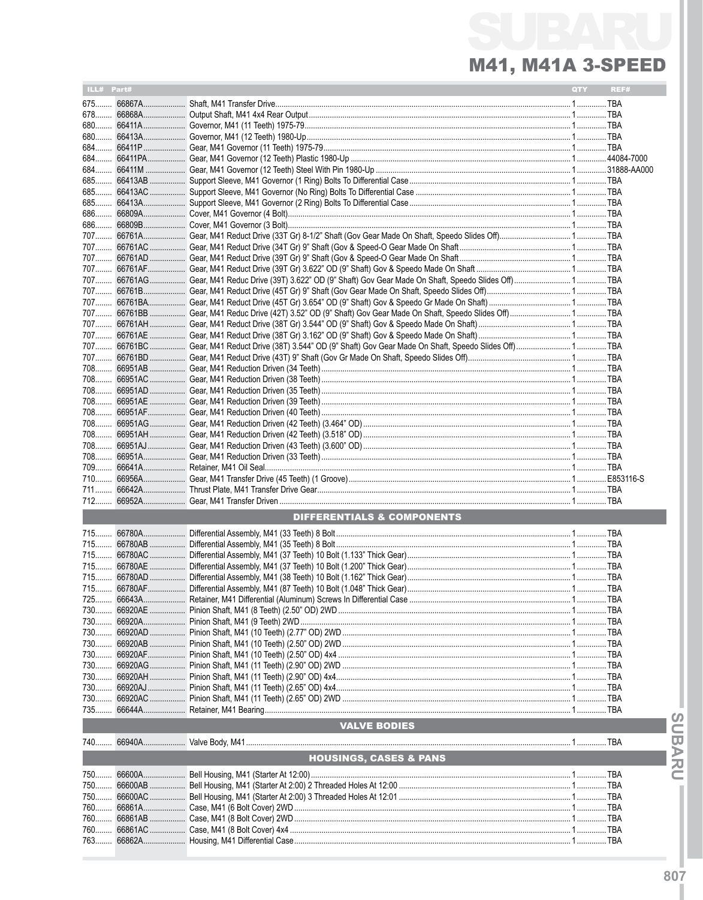## SUBARU

# M41, M41A 3-SPEED

| ILL# | Part# | | QTY | REF# |
|---|---|---|---|---|
| 675 | 66867A | Shaft, M41 Transfer Drive | 1 | TBA |
| 678 | 66868A | Output Shaft, M41 4x4 Rear Output | 1 | TBA |
| 680 | 66411A | Governor, M41 (11 Teeth) 1975-79 | 1 | TBA |
| 680 | 66413A | Governor, M41 (12 Teeth) 1980-Up | 1 | TBA |
| 684 | 66411P | Gear, M41 Governor (11 Teeth) 1975-79 | 1 | TBA |
| 684 | 66411PA | Gear, M41 Governor (12 Teeth) Plastic 1980-Up | 1 | 44084-7000 |
| 684 | 66411M | Gear, M41 Governor (12 Teeth) Steel With Pin 1980-Up | 1 | 31888-AA000 |
| 685 | 66413AB | Support Sleeve, M41 Governor (1 Ring) Bolts To Differential Case | 1 | TBA |
| 685 | 66413AC | Support Sleeve, M41 Governor (No Ring) Bolts To Differential Case | 1 | TBA |
| 685 | 66413A | Support Sleeve, M41 Governor (2 Ring) Bolts To Differential Case | 1 | TBA |
| 686 | 66809A | Cover, M41 Governor (4 Bolt) | 1 | TBA |
| 686 | 66809B | Cover, M41 Governor (3 Bolt) | 1 | TBA |
| 707 | 66761A | Gear, M41 Reduct Drive (33T Gr) 8-1/2" Shaft (Gov Gear Made On Shaft, Speedo Slides Off) | 1 | TBA |
| 707 | 66761AC | Gear, M41 Reduct Drive (34T Gr) 9" Shaft (Gov & Speed-O Gear Made On Shaft | 1 | TBA |
| 707 | 66761AD | Gear, M41 Reduct Drive (39T Gr) 9" Shaft (Gov & Speed-O Gear Made On Shaft | 1 | TBA |
| 707 | 66761AF | Gear, M41 Reduct Drive (39T Gr) 3.622" OD (9" Shaft) Gov & Speedo Made On Shaft | 1 | TBA |
| 707 | 66761AG | Gear, M41 Reduc Drive (39T) 3.622" OD (9" Shaft) Gov Gear Made On Shaft, Speedo Slides Off) | 1 | TBA |
| 707 | 66761B | Gear, M41 Reduct Drive (45T Gr) 9" Shaft (Gov Gear Made On Shaft, Speedo Slides Off) | 1 | TBA |
| 707 | 66761BA | Gear, M41 Reduct Drive (45T Gr) 3.654" OD (9" Shaft) Gov & Speedo Gr Made On Shaft) | 1 | TBA |
| 707 | 66761BB | Gear, M41 Reduc Drive (42T) 3.52" OD (9" Shaft) Gov Gear Made On Shaft, Speedo Slides Off) | 1 | TBA |
| 707 | 66761AH | Gear, M41 Reduct Drive (38T Gr) 3.544" OD (9" Shaft) Gov & Speedo Made On Shaft) | 1 | TBA |
| 707 | 66761AE | Gear, M41 Reduct Drive (38T Gr) 3.162" OD (9" Shaft) Gov & Speedo Made On Shaft) | 1 | TBA |
| 707 | 66761BC | Gear, M41 Reduct Drive (38T) 3.544" OD (9" Shaft) Gov Gear Made On Shaft, Speedo Slides Off) | 1 | TBA |
| 707 | 66761BD | Gear, M41 Reduct Drive (43T Gr) 9" Shaft (Gov Gr Made On Shaft, Speedo Slides Off) | 1 | TBA |
| 708 | 66951AB | Gear, M41 Reduction Driven (34 Teeth) | 1 | TBA |
| 708 | 66951AC | Gear, M41 Reduction Driven (38 Teeth) | 1 | TBA |
| 708 | 66951AD | Gear, M41 Reduction Driven (35 Teeth) | 1 | TBA |
| 708 | 66951AE | Gear, M41 Reduction Driven (39 Teeth) | 1 | TBA |
| 708 | 66951AF | Gear, M41 Reduction Driven (40 Teeth) | 1 | TBA |
| 708 | 66951AG | Gear, M41 Reduction Driven (42 Teeth) (3.464" OD) | 1 | TBA |
| 708 | 66951AH | Gear, M41 Reduction Driven (42 Teeth) (3.518" OD) | 1 | TBA |
| 708 | 66951AJ | Gear, M41 Reduction Driven (43 Teeth) (3.600" OD) | 1 | TBA |
| 708 | 66951A | Gear, M41 Reduction Driven (33 Teeth) | 1 | TBA |
| 709 | 66641A | Retainer, M41 Oil Seal | 1 | TBA |
| 710 | 66956A | Gear, M41 Transfer Drive (45 Teeth) (1 Groove) | 1 | E853116-S |
| 711 | 66642A | Thrust Plate, M41 Transfer Drive Gear | 1 | TBA |
| 712 | 66952A | Gear, M41 Transfer Driven | 1 | TBA |
| | | **DIFFERENTIALS & COMPONENTS** | | |
| 715 | 66780A | Differential Assembly, M41 (33 Teeth) 8 Bolt | 1 | TBA |
| 715 | 66780AB | Differential Assembly, M41 (35 Teeth) 8 Bolt | 1 | TBA |
| 715 | 66780AC | Differential Assembly, M41 (37 Teeth) 10 Bolt (1.133" Thick Gear) | 1 | TBA |
| 715 | 66780AE | Differential Assembly, M41 (37 Teeth) 10 Bolt (1.200" Thick Gear) | 1 | TBA |
| 715 | 66780AD | Differential Assembly, M41 (38 Teeth) 10 Bolt (1.162" Thick Gear) | 1 | TBA |
| 715 | 66780AF | Differential Assembly, M41 (87 Teeth) 10 Bolt (1.048" Thick Gear) | 1 | TBA |
| 725 | 66643A | Retainer, M41 Differential (Aluminum) Screws In Differential Case | 1 | TBA |
| 730 | 66920AE | Pinion Shaft, M41 (8 Teeth) (2.50" OD) 2WD | 1 | TBA |
| 730 | 66920A | Pinion Shaft, M41 (9 Teeth) 2WD | 1 | TBA |
| 730 | 66920AD | Pinion Shaft, M41 (10 Teeth) (2.77" OD) 2WD | 1 | TBA |
| 730 | 66920AB | Pinion Shaft, M41 (10 Teeth) (2.50" OD) 2WD | 1 | TBA |
| 730 | 66920AF | Pinion Shaft, M41 (10 Teeth) (2.50" OD) 4x4 | 1 | TBA |
| 730 | 66920AG | Pinion Shaft, M41 (11 Teeth) (2.90" OD) 2WD | 1 | TBA |
| 730 | 66920AH | Pinion Shaft, M41 (11 Teeth) (2.90" OD) 4x4 | 1 | TBA |
| 730 | 66920AJ | Pinion Shaft, M41 (11 Teeth) (2.65" OD) 4x4 | 1 | TBA |
| 730 | 66920AC | Pinion Shaft, M41 (11 Teeth) (2.65" OD) 2WD | 1 | TBA |
| 735 | 66644A | Retainer, M41 Bearing | 1 | TBA |
| | | **VALVE BODIES** | | |
| 740 | 66940A | Valve Body, M41 | 1 | TBA |
| | | **HOUSINGS, CASES & PANS** | | |
| 750 | 66600A | Bell Housing, M41 (Starter At 12:00) | 1 | TBA |
| 750 | 66600AB | Bell Housing, M41 (Starter At 2:00) 2 Threaded Holes At 12:00 | 1 | TBA |
| 750 | 66600AC | Bell Housing, M41 (Starter At 2:00) 3 Threaded Holes At 12:01 | 1 | TBA |
| 760 | 66861A | Case, M41 (6 Bolt Cover) 2WD | 1 | TBA |
| 760 | 66861AB | Case, M41 (8 Bolt Cover) 2WD | 1 | TBA |
| 760 | 66861AC | Case, M41 (8 Bolt Cover) 4x4 | 1 | TBA |
| 763 | 66862A | Housing, M41 Differential Case | 1 | TBA |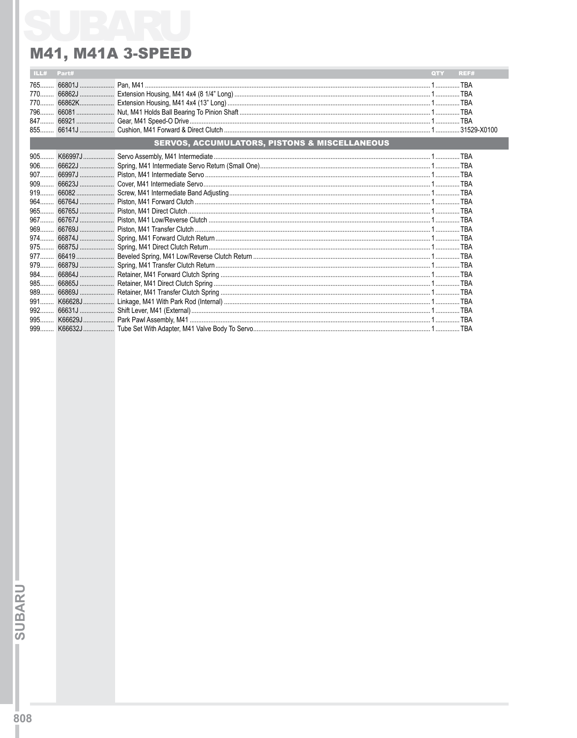# M41, M41A 3-SPEED

| ILL# | Part# | | QTY | REF# |
|---|---|---|---|---|
| 765 | 66801J | Pan, M41 | 1 | TBA |
| 770 | 66862J | Extension Housing, M41 4x4 (8 1/4" Long) | 1 | TBA |
| 770 | 66862K | Extension Housing, M41 4x4 (13" Long) | 1 | TBA |
| 796 | 66081 | Nut, M41 Holds Ball Bearing To Pinion Shaft | 1 | TBA |
| 847 | 66921 | Gear, M41 Speed-O Drive | 1 | TBA |
| 855 | 66141J | Cushion, M41 Forward & Direct Clutch | 1 | 31529-X0100 |
| | | **SERVOS, ACCUMULATORS, PISTONS & MISCELLANEOUS** | | |
| 905 | K66997J | Servo Assembly, M41 Intermediate | 1 | TBA |
| 906 | 66622J | Spring, M41 Intermediate Servo Return (Small One) | 1 | TBA |
| 907 | 66997J | Piston, M41 Intermediate Servo | 1 | TBA |
| 909 | 66623J | Cover, M41 Intermediate Servo | 1 | TBA |
| 919 | 66082 | Screw, M41 Intermediate Band Adjusting | 1 | TBA |
| 964 | 66764J | Piston, M41 Forward Clutch | 1 | TBA |
| 965 | 66765J | Piston, M41 Direct Clutch | 1 | TBA |
| 967 | 66767J | Piston, M41 Low/Reverse Clutch | 1 | TBA |
| 969 | 66769J | Piston, M41 Transfer Clutch | 1 | TBA |
| 974 | 66874J | Spring, M41 Forward Clutch Return | 1 | TBA |
| 975 | 66875J | Spring, M41 Direct Clutch Return | 1 | TBA |
| 977 | 66419 | Beveled Spring, M41 Low/Reverse Clutch Return | 1 | TBA |
| 979 | 66879J | Spring, M41 Transfer Clutch Return | 1 | TBA |
| 984 | 66864J | Retainer, M41 Forward Clutch Spring | 1 | TBA |
| 985 | 66865J | Retainer, M41 Direct Clutch Spring | 1 | TBA |
| 989 | 66869J | Retainer, M41 Transfer Clutch Spring | 1 | TBA |
| 991 | K66628J | Linkage, M41 With Park Rod (Internal) | 1 | TBA |
| 992 | 66631J | Shift Lever, M41 (External) | 1 | TBA |
| 995 | K66629J | Park Pawl Assembly, M41 | 1 | TBA |
| 999 | K66632J | Tube Set With Adapter, M41 Valve Body To Servo | 1 | TBA |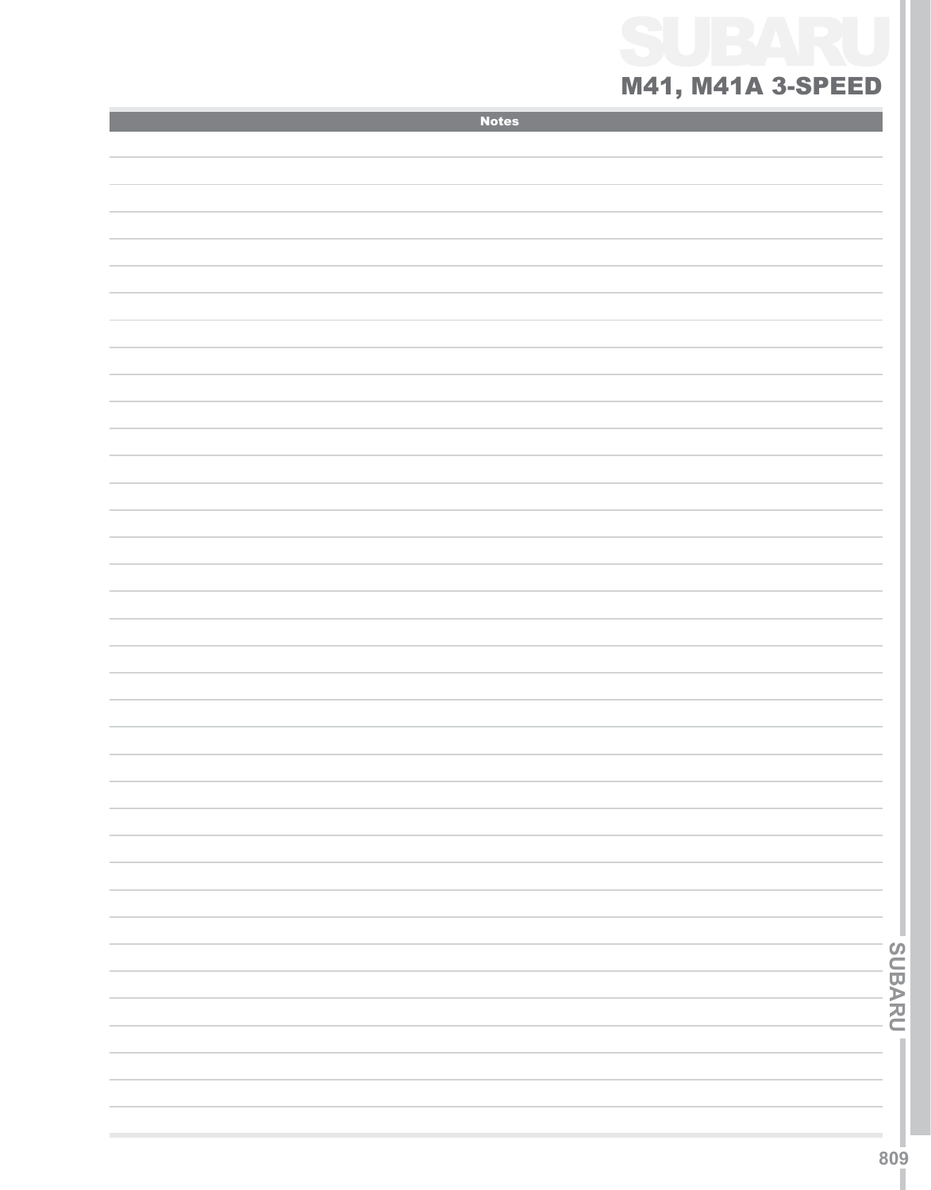## Notes